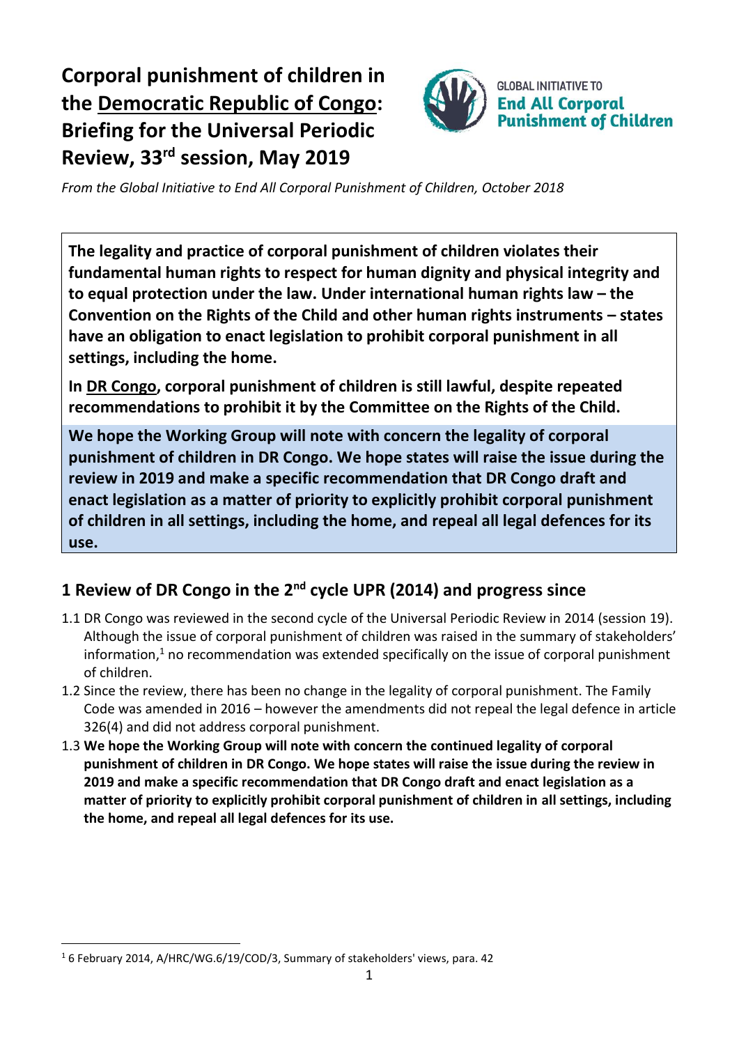# Corporal punishment of children in the Democratic Republic of Congo: Briefing for the Universal Periodic Review, 33rd session, May 2019

GLOBAL INITIATIVE TO **End All Corporal Punishment of Children**

*From the Global Initiative to End All Corporal Punishment of Children, October 2018*

**The legality and practice of corporal punishment of children violates their fundamental human rights to respect for human dignity and physical integrity and to equal protection under the law. Under international human rights law – the Convention on the Rights of the Child and other human rights instruments – states have an obligation to enact legislation to prohibit corporal punishment in all settings, including the home.**

**In DR Congo, corporal punishment of children is still lawful, despite repeated recommendations to prohibit it by the Committee on the Rights of the Child.**

**We hope the Working Group will note with concern the legality of corporal punishment of children in DR Congo. We hope states will raise the issue during the review in 2019 and make a specific recommendation that DR Congo draft and enact legislation as a matter of priority to explicitly prohibit corporal punishment of children in all settings, including the home, and repeal all legal defences for its use.**

## 1 Review of DR Congo in the 2nd cycle UPR (2014) and progress since

1.1 DR Congo was reviewed in the second cycle of the Universal Periodic Review in 2014 (session 19). Although the issue of corporal punishment of children was raised in the summary of stakeholders' information,[1] no recommendation was extended specifically on the issue of corporal punishment of children.

1.2 Since the review, there has been no change in the legality of corporal punishment. The Family Code was amended in 2016 – however the amendments did not repeal the legal defence in article 326(4) and did not address corporal punishment.

1.3 **We hope the Working Group will note with concern the continued legality of corporal punishment of children in DR Congo. We hope states will raise the issue during the review in 2019 and make a specific recommendation that DR Congo draft and enact legislation as a matter of priority to explicitly prohibit corporal punishment of children in all settings, including the home, and repeal all legal defences for its use.**

---

[1] 6 February 2014, A/HRC/WG.6/19/COD/3, Summary of stakeholders' views, para. 42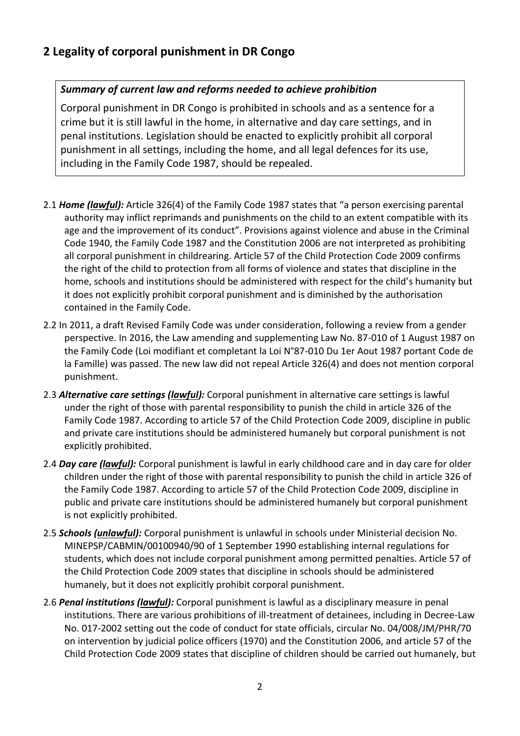## 2 Legality of corporal punishment in DR Congo

***Summary of current law and reforms needed to achieve prohibition***

Corporal punishment in DR Congo is prohibited in schools and as a sentence for a crime but it is still lawful in the home, in alternative and day care settings, and in penal institutions. Legislation should be enacted to explicitly prohibit all corporal punishment in all settings, including the home, and all legal defences for its use, including in the Family Code 1987, should be repealed.

2.1 ***Home (lawful):*** Article 326(4) of the Family Code 1987 states that "a person exercising parental authority may inflict reprimands and punishments on the child to an extent compatible with its age and the improvement of its conduct". Provisions against violence and abuse in the Criminal Code 1940, the Family Code 1987 and the Constitution 2006 are not interpreted as prohibiting all corporal punishment in childrearing. Article 57 of the Child Protection Code 2009 confirms the right of the child to protection from all forms of violence and states that discipline in the home, schools and institutions should be administered with respect for the child's humanity but it does not explicitly prohibit corporal punishment and is diminished by the authorisation contained in the Family Code.

2.2 In 2011, a draft Revised Family Code was under consideration, following a review from a gender perspective. In 2016, the Law amending and supplementing Law No. 87-010 of 1 August 1987 on the Family Code (Loi modifiant et completant la Loi N°87-010 Du 1er Aout 1987 portant Code de la Famille) was passed. The new law did not repeal Article 326(4) and does not mention corporal punishment.

2.3 ***Alternative care settings (lawful):*** Corporal punishment in alternative care settings is lawful under the right of those with parental responsibility to punish the child in article 326 of the Family Code 1987. According to article 57 of the Child Protection Code 2009, discipline in public and private care institutions should be administered humanely but corporal punishment is not explicitly prohibited.

2.4 ***Day care (lawful):*** Corporal punishment is lawful in early childhood care and in day care for older children under the right of those with parental responsibility to punish the child in article 326 of the Family Code 1987. According to article 57 of the Child Protection Code 2009, discipline in public and private care institutions should be administered humanely but corporal punishment is not explicitly prohibited.

2.5 ***Schools (unlawful):*** Corporal punishment is unlawful in schools under Ministerial decision No. MINEPSP/CABMIN/00100940/90 of 1 September 1990 establishing internal regulations for students, which does not include corporal punishment among permitted penalties. Article 57 of the Child Protection Code 2009 states that discipline in schools should be administered humanely, but it does not explicitly prohibit corporal punishment.

2.6 ***Penal institutions (lawful):*** Corporal punishment is lawful as a disciplinary measure in penal institutions. There are various prohibitions of ill-treatment of detainees, including in Decree-Law No. 017-2002 setting out the code of conduct for state officials, circular No. 04/008/JM/PHR/70 on intervention by judicial police officers (1970) and the Constitution 2006, and article 57 of the Child Protection Code 2009 states that discipline of children should be carried out humanely, but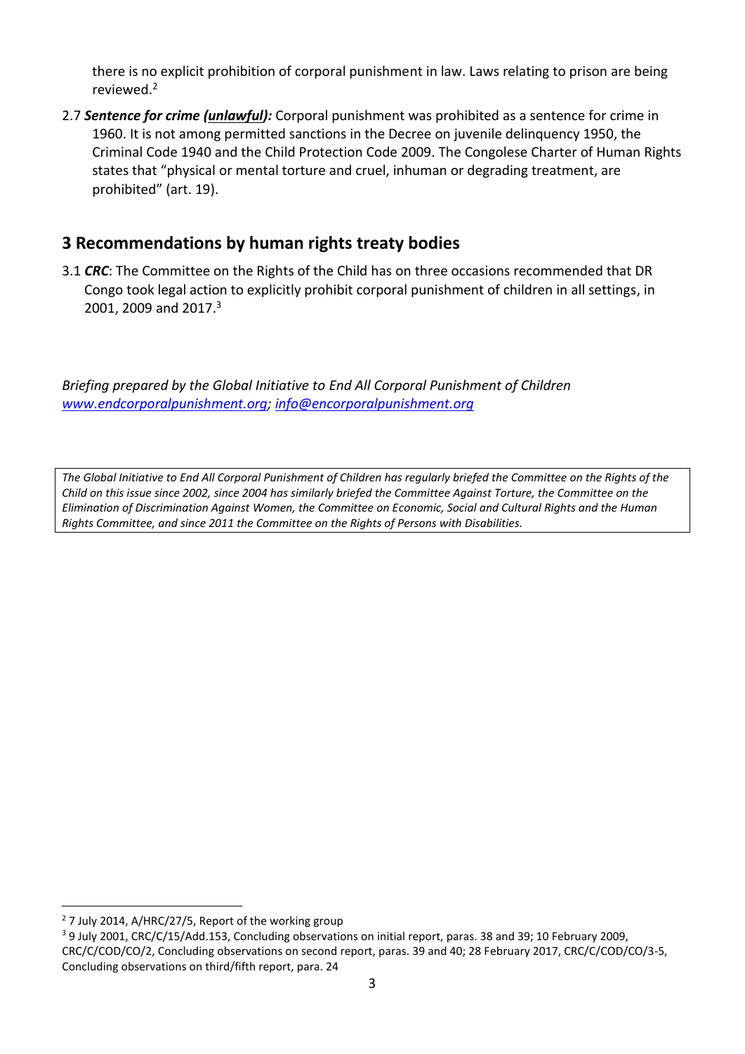there is no explicit prohibition of corporal punishment in law. Laws relating to prison are being reviewed.[2]

2.7 ***Sentence for crime (<u>unlawful</u>):*** Corporal punishment was prohibited as a sentence for crime in 1960. It is not among permitted sanctions in the Decree on juvenile delinquency 1950, the Criminal Code 1940 and the Child Protection Code 2009. The Congolese Charter of Human Rights states that "physical or mental torture and cruel, inhuman or degrading treatment, are prohibited" (art. 19).

## 3 Recommendations by human rights treaty bodies

3.1 ***CRC***: The Committee on the Rights of the Child has on three occasions recommended that DR Congo took legal action to explicitly prohibit corporal punishment of children in all settings, in 2001, 2009 and 2017.[3]

*Briefing prepared by the Global Initiative to End All Corporal Punishment of Children*
*[www.endcorporalpunishment.org](http://www.endcorporalpunishment.org); [info@encorporalpunishment.org](mailto:info@encorporalpunishment.org)*

*The Global Initiative to End All Corporal Punishment of Children has regularly briefed the Committee on the Rights of the Child on this issue since 2002, since 2004 has similarly briefed the Committee Against Torture, the Committee on the Elimination of Discrimination Against Women, the Committee on Economic, Social and Cultural Rights and the Human Rights Committee, and since 2011 the Committee on the Rights of Persons with Disabilities.*

---

[2] 7 July 2014, A/HRC/27/5, Report of the working group

[3] 9 July 2001, CRC/C/15/Add.153, Concluding observations on initial report, paras. 38 and 39; 10 February 2009, CRC/C/COD/CO/2, Concluding observations on second report, paras. 39 and 40; 28 February 2017, CRC/C/COD/CO/3-5, Concluding observations on third/fifth report, para. 24